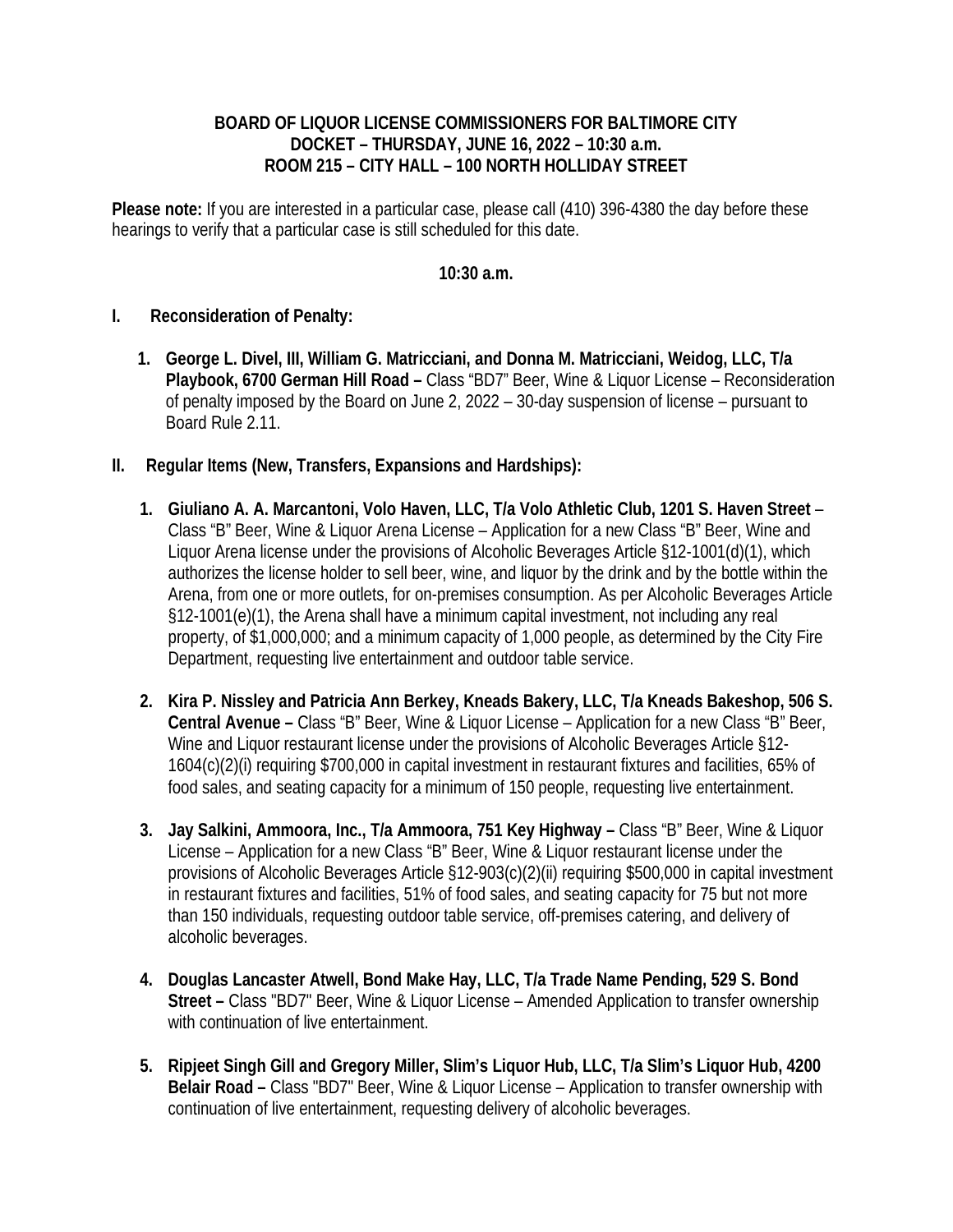**BOARD OF LIQUOR LICENSE COMMISSIONERS FOR BALTIMORE CITY**
**DOCKET – THURSDAY, JUNE 16, 2022 – 10:30 a.m.**
**ROOM 215 – CITY HALL – 100 NORTH HOLLIDAY STREET**

**Please note:** If you are interested in a particular case, please call (410) 396-4380 the day before these hearings to verify that a particular case is still scheduled for this date.

**10:30 a.m.**

## I. Reconsideration of Penalty:

1. **George L. Divel, III, William G. Matricciani, and Donna M. Matricciani, Weidog, LLC, T/a Playbook, 6700 German Hill Road –** Class "BD7" Beer, Wine & Liquor License – Reconsideration of penalty imposed by the Board on June 2, 2022 – 30-day suspension of license – pursuant to Board Rule 2.11.

## II. Regular Items (New, Transfers, Expansions and Hardships):

1. **Giuliano A. A. Marcantoni, Volo Haven, LLC, T/a Volo Athletic Club, 1201 S. Haven Street** – Class "B" Beer, Wine & Liquor Arena License – Application for a new Class "B" Beer, Wine and Liquor Arena license under the provisions of Alcoholic Beverages Article §12-1001(d)(1), which authorizes the license holder to sell beer, wine, and liquor by the drink and by the bottle within the Arena, from one or more outlets, for on-premises consumption. As per Alcoholic Beverages Article §12-1001(e)(1), the Arena shall have a minimum capital investment, not including any real property, of $1,000,000; and a minimum capacity of 1,000 people, as determined by the City Fire Department, requesting live entertainment and outdoor table service.

2. **Kira P. Nissley and Patricia Ann Berkey, Kneads Bakery, LLC, T/a Kneads Bakeshop, 506 S. Central Avenue –** Class "B" Beer, Wine & Liquor License – Application for a new Class "B" Beer, Wine and Liquor restaurant license under the provisions of Alcoholic Beverages Article §12-1604(c)(2)(i) requiring $700,000 in capital investment in restaurant fixtures and facilities, 65% of food sales, and seating capacity for a minimum of 150 people, requesting live entertainment.

3. **Jay Salkini, Ammoora, Inc., T/a Ammoora, 751 Key Highway –** Class "B" Beer, Wine & Liquor License – Application for a new Class "B" Beer, Wine & Liquor restaurant license under the provisions of Alcoholic Beverages Article §12-903(c)(2)(ii) requiring $500,000 in capital investment in restaurant fixtures and facilities, 51% of food sales, and seating capacity for 75 but not more than 150 individuals, requesting outdoor table service, off-premises catering, and delivery of alcoholic beverages.

4. **Douglas Lancaster Atwell, Bond Make Hay, LLC, T/a Trade Name Pending, 529 S. Bond Street –** Class "BD7" Beer, Wine & Liquor License – Amended Application to transfer ownership with continuation of live entertainment.

5. **Ripjeet Singh Gill and Gregory Miller, Slim's Liquor Hub, LLC, T/a Slim's Liquor Hub, 4200 Belair Road –** Class "BD7" Beer, Wine & Liquor License – Application to transfer ownership with continuation of live entertainment, requesting delivery of alcoholic beverages.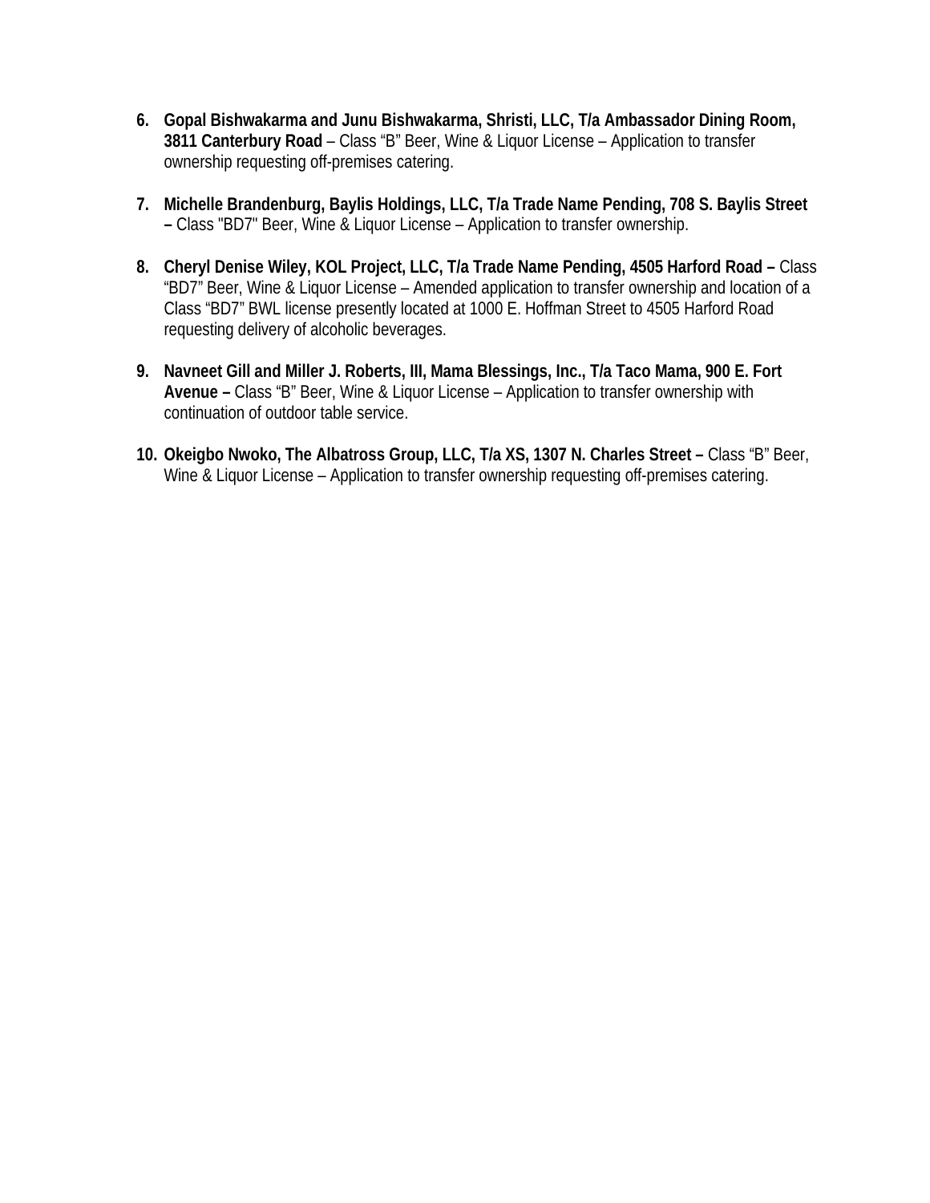6. **Gopal Bishwakarma and Junu Bishwakarma, Shristi, LLC, T/a Ambassador Dining Room, 3811 Canterbury Road** – Class "B" Beer, Wine & Liquor License – Application to transfer ownership requesting off-premises catering.

7. **Michelle Brandenburg, Baylis Holdings, LLC, T/a Trade Name Pending, 708 S. Baylis Street –** Class "BD7" Beer, Wine & Liquor License – Application to transfer ownership.

8. **Cheryl Denise Wiley, KOL Project, LLC, T/a Trade Name Pending, 4505 Harford Road –** Class "BD7" Beer, Wine & Liquor License – Amended application to transfer ownership and location of a Class "BD7" BWL license presently located at 1000 E. Hoffman Street to 4505 Harford Road requesting delivery of alcoholic beverages.

9. **Navneet Gill and Miller J. Roberts, III, Mama Blessings, Inc., T/a Taco Mama, 900 E. Fort Avenue –** Class "B" Beer, Wine & Liquor License – Application to transfer ownership with continuation of outdoor table service.

10. **Okeigbo Nwoko, The Albatross Group, LLC, T/a XS, 1307 N. Charles Street –** Class "B" Beer, Wine & Liquor License – Application to transfer ownership requesting off-premises catering.